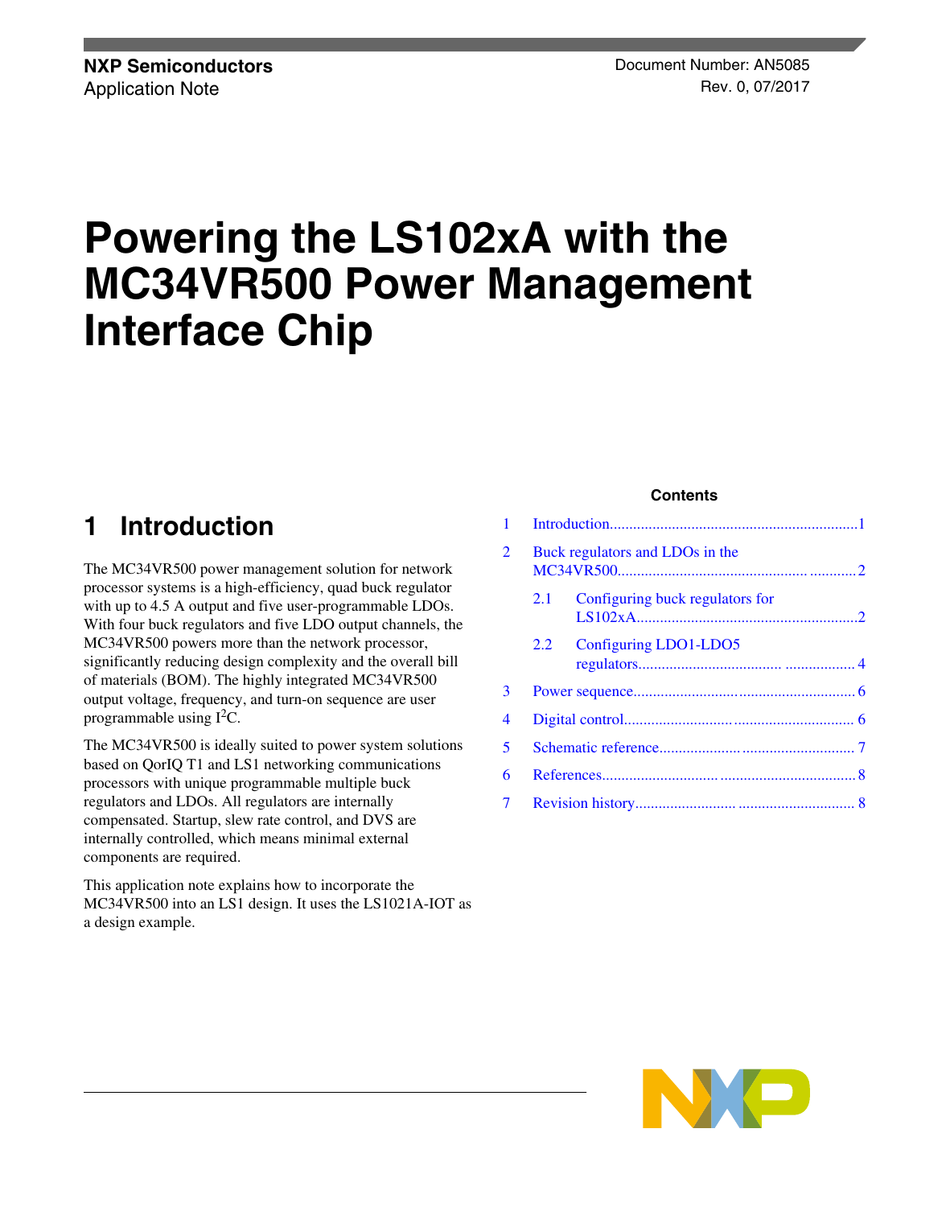NXP Semiconductors
Application Note

Document Number: AN5085
Rev. 0, 07/2017

# Powering the LS102xA with the MC34VR500 Power Management Interface Chip

## Contents

1 Introduction ........ 1
2 Buck regulators and LDOs in the MC34VR500 ........ 2
  2.1 Configuring buck regulators for LS102xA ........ 2
  2.2 Configuring LDO1-LDO5 regulators ........ 4
3 Power sequence ........ 6
4 Digital control ........ 6
5 Schematic reference ........ 7
6 References ........ 8
7 Revision history ........ 8

## 1 Introduction

The MC34VR500 power management solution for network processor systems is a high-efficiency, quad buck regulator with up to 4.5 A output and five user-programmable LDOs. With four buck regulators and five LDO output channels, the MC34VR500 powers more than the network processor, significantly reducing design complexity and the overall bill of materials (BOM). The highly integrated MC34VR500 output voltage, frequency, and turn-on sequence are user programmable using $I^2C$.

The MC34VR500 is ideally suited to power system solutions based on QorIQ T1 and LS1 networking communications processors with unique programmable multiple buck regulators and LDOs. All regulators are internally compensated. Startup, slew rate control, and DVS are internally controlled, which means minimal external components are required.

This application note explains how to incorporate the MC34VR500 into an LS1 design. It uses the LS1021A-IOT as a design example.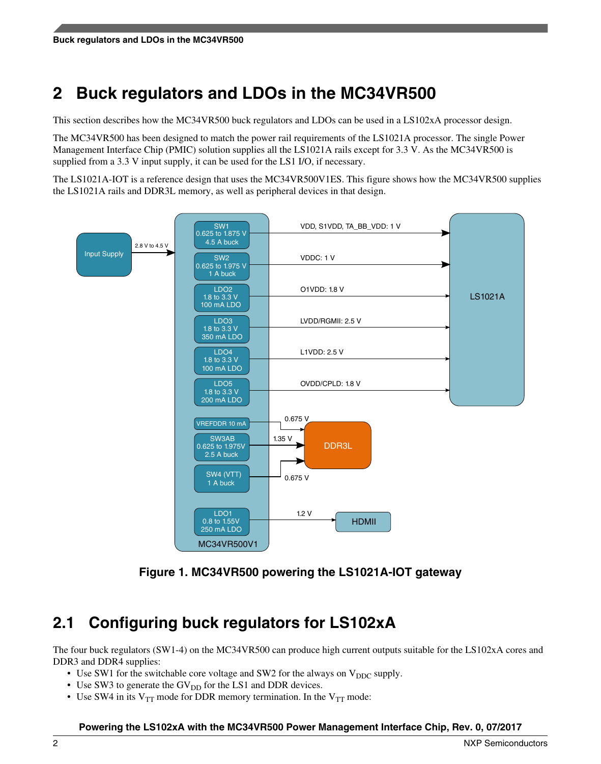# 2 Buck regulators and LDOs in the MC34VR500

This section describes how the MC34VR500 buck regulators and LDOs can be used in a LS102xA processor design.

The MC34VR500 has been designed to match the power rail requirements of the LS1021A processor. The single Power Management Interface Chip (PMIC) solution supplies all the LS1021A rails except for 3.3 V. As the MC34VR500 is supplied from a 3.3 V input supply, it can be used for the LS1 I/O, if necessary.

The LS1021A-IOT is a reference design that uses the MC34VR500V1ES. This figure shows how the MC34VR500 supplies the LS1021A rails and DDR3L memory, as well as peripheral devices in that design.

**Figure 1. MC34VR500 powering the LS1021A-IOT gateway**

## 2.1 Configuring buck regulators for LS102xA

The four buck regulators (SW1-4) on the MC34VR500 can produce high current outputs suitable for the LS102xA cores and DDR3 and DDR4 supplies:

- Use SW1 for the switchable core voltage and SW2 for the always on $V_{DDC}$ supply.
- Use SW3 to generate the $GV_{DD}$ for the LS1 and DDR devices.
- Use SW4 in its $V_{TT}$ mode for DDR memory termination. In the $V_{TT}$ mode: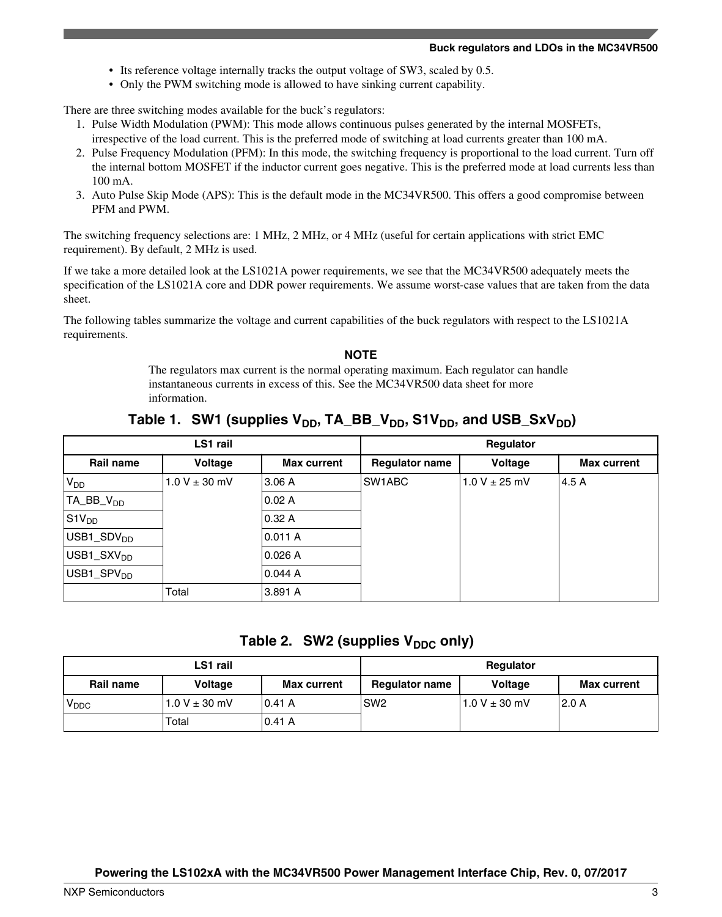- Its reference voltage internally tracks the output voltage of SW3, scaled by 0.5.
- Only the PWM switching mode is allowed to have sinking current capability.

There are three switching modes available for the buck's regulators:

1. Pulse Width Modulation (PWM): This mode allows continuous pulses generated by the internal MOSFETs, irrespective of the load current. This is the preferred mode of switching at load currents greater than 100 mA.
2. Pulse Frequency Modulation (PFM): In this mode, the switching frequency is proportional to the load current. Turn off the internal bottom MOSFET if the inductor current goes negative. This is the preferred mode at load currents less than 100 mA.
3. Auto Pulse Skip Mode (APS): This is the default mode in the MC34VR500. This offers a good compromise between PFM and PWM.

The switching frequency selections are: 1 MHz, 2 MHz, or 4 MHz (useful for certain applications with strict EMC requirement). By default, 2 MHz is used.

If we take a more detailed look at the LS1021A power requirements, we see that the MC34VR500 adequately meets the specification of the LS1021A core and DDR power requirements. We assume worst-case values that are taken from the data sheet.

The following tables summarize the voltage and current capabilities of the buck regulators with respect to the LS1021A requirements.

**NOTE**

The regulators max current is the normal operating maximum. Each regulator can handle instantaneous currents in excess of this. See the MC34VR500 data sheet for more information.

**Table 1. SW1 (supplies $V_{DD}$, TA_BB_$V_{DD}$, S1$V_{DD}$, and USB_Sx$V_{DD}$)**

| LS1 rail | | | Regulator | | |
|---|---|---|---|---|---|
| **Rail name** | **Voltage** | **Max current** | **Regulator name** | **Voltage** | **Max current** |
| $V_{DD}$ | 1.0 V ± 30 mV | 3.06 A | SW1ABC | 1.0 V ± 25 mV | 4.5 A |
| TA_BB_$V_{DD}$ | | 0.02 A | | | |
| S1$V_{DD}$ | | 0.32 A | | | |
| USB1_SD$V_{DD}$ | | 0.011 A | | | |
| USB1_SX$V_{DD}$ | | 0.026 A | | | |
| USB1_SP$V_{DD}$ | | 0.044 A | | | |
| | Total | 3.891 A | | | |

**Table 2. SW2 (supplies $V_{DDC}$ only)**

| LS1 rail | | | Regulator | | |
|---|---|---|---|---|---|
| **Rail name** | **Voltage** | **Max current** | **Regulator name** | **Voltage** | **Max current** |
| $V_{DDC}$ | 1.0 V ± 30 mV | 0.41 A | SW2 | 1.0 V ± 30 mV | 2.0 A |
| | Total | 0.41 A | | | |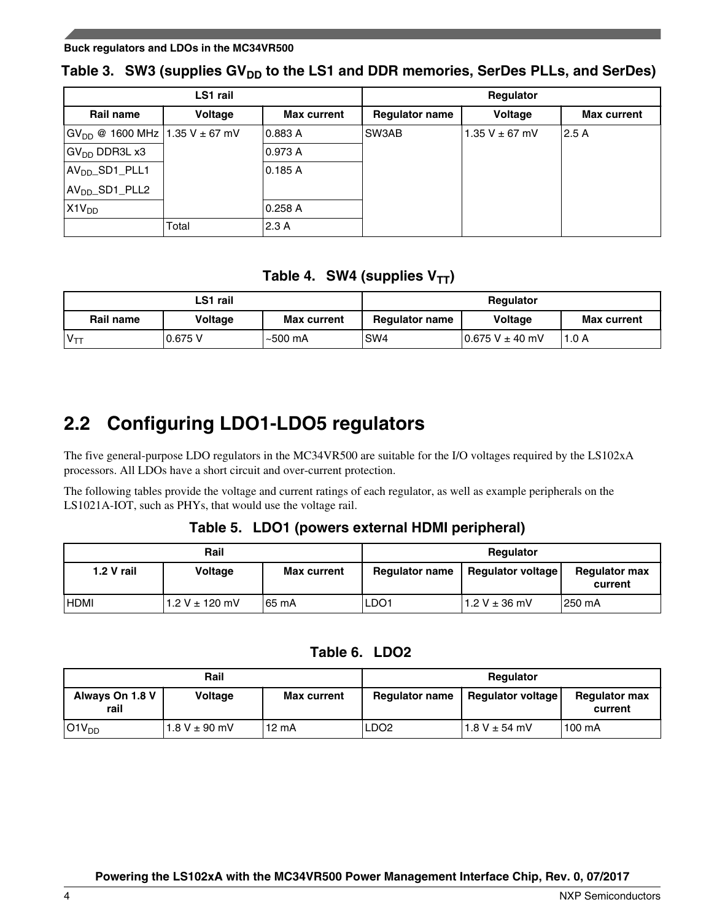**Table 3. SW3 (supplies $GV_{DD}$ to the LS1 and DDR memories, SerDes PLLs, and SerDes)**

| LS1 rail | | | Regulator | | |
|---|---|---|---|---|---|
| Rail name | Voltage | Max current | Regulator name | Voltage | Max current |
| $GV_{DD}$ @ 1600 MHz | 1.35 V ± 67 mV | 0.883 A | SW3AB | 1.35 V ± 67 mV | 2.5 A |
| $GV_{DD}$ DDR3L x3 | | 0.973 A | | | |
| $AV_{DD}$_SD1_PLL1<br>$AV_{DD}$_SD1_PLL2 | | 0.185 A | | | |
| $X1V_{DD}$ | | 0.258 A | | | |
| | Total | 2.3 A | | | |

**Table 4. SW4 (supplies $V_{TT}$)**

| LS1 rail | | | Regulator | | |
|---|---|---|---|---|---|
| Rail name | Voltage | Max current | Regulator name | Voltage | Max current |
| $V_{TT}$ | 0.675 V | ~500 mA | SW4 | 0.675 V ± 40 mV | 1.0 A |

## 2.2 Configuring LDO1-LDO5 regulators

The five general-purpose LDO regulators in the MC34VR500 are suitable for the I/O voltages required by the LS102xA processors. All LDOs have a short circuit and over-current protection.

The following tables provide the voltage and current ratings of each regulator, as well as example peripherals on the LS1021A-IOT, such as PHYs, that would use the voltage rail.

**Table 5. LDO1 (powers external HDMI peripheral)**

| Rail | | | Regulator | | |
|---|---|---|---|---|---|
| 1.2 V rail | Voltage | Max current | Regulator name | Regulator voltage | Regulator max current |
| HDMI | 1.2 V ± 120 mV | 65 mA | LDO1 | 1.2 V ± 36 mV | 250 mA |

**Table 6. LDO2**

| Rail | | | Regulator | | |
|---|---|---|---|---|---|
| Always On 1.8 V rail | Voltage | Max current | Regulator name | Regulator voltage | Regulator max current |
| $O1V_{DD}$ | 1.8 V ± 90 mV | 12 mA | LDO2 | 1.8 V ± 54 mV | 100 mA |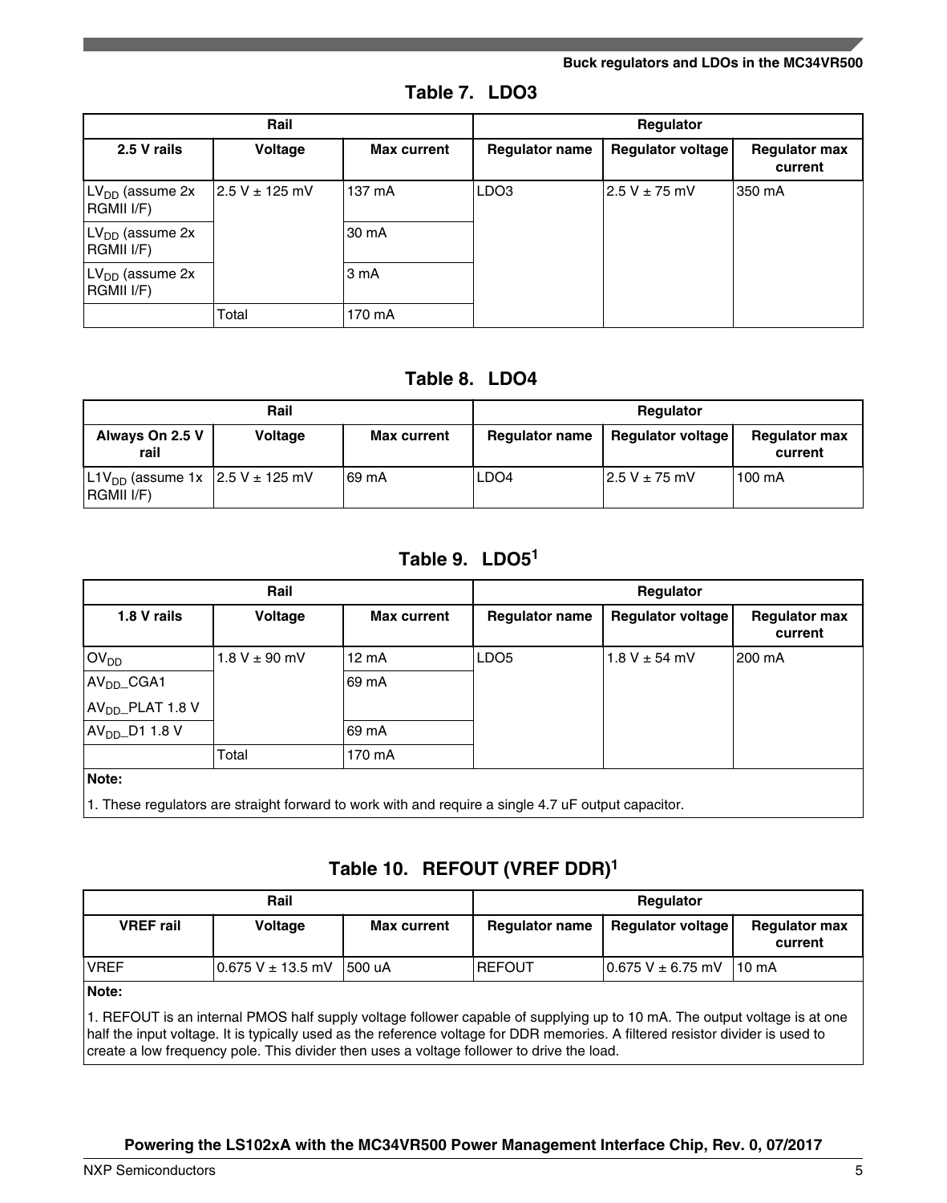## Table 7. LDO3

| Rail | | | Regulator | | |
|---|---|---|---|---|---|
| 2.5 V rails | Voltage | Max current | Regulator name | Regulator voltage | Regulator max current |
| $LV_{DD}$ (assume 2x RGMII I/F) | 2.5 V ± 125 mV | 137 mA | LDO3 | 2.5 V ± 75 mV | 350 mA |
| $LV_{DD}$ (assume 2x RGMII I/F) | | 30 mA | | | |
| $LV_{DD}$ (assume 2x RGMII I/F) | | 3 mA | | | |
| | Total | 170 mA | | | |

## Table 8. LDO4

| Rail | | | Regulator | | |
|---|---|---|---|---|---|
| Always On 2.5 V rail | Voltage | Max current | Regulator name | Regulator voltage | Regulator max current |
| $L1V_{DD}$ (assume 1x RGMII I/F) | 2.5 V ± 125 mV | 69 mA | LDO4 | 2.5 V ± 75 mV | 100 mA |

## Table 9. LDO5[1]

| Rail | | | Regulator | | |
|---|---|---|---|---|---|
| 1.8 V rails | Voltage | Max current | Regulator name | Regulator voltage | Regulator max current |
| $OV_{DD}$ | 1.8 V ± 90 mV | 12 mA | LDO5 | 1.8 V ± 54 mV | 200 mA |
| $AV_{DD}$_CGA1<br>$AV_{DD}$_PLAT 1.8 V | | 69 mA | | | |
| $AV_{DD}$_D1 1.8 V | | 69 mA | | | |
| | Total | 170 mA | | | |

**Note:**

1. These regulators are straight forward to work with and require a single 4.7 uF output capacitor.

## Table 10. REFOUT (VREF DDR)[1]

| Rail | | | Regulator | | |
|---|---|---|---|---|---|
| VREF rail | Voltage | Max current | Regulator name | Regulator voltage | Regulator max current |
| VREF | 0.675 V ± 13.5 mV | 500 uA | REFOUT | 0.675 V ± 6.75 mV | 10 mA |

**Note:**

1. REFOUT is an internal PMOS half supply voltage follower capable of supplying up to 10 mA. The output voltage is at one half the input voltage. It is typically used as the reference voltage for DDR memories. A filtered resistor divider is used to create a low frequency pole. This divider then uses a voltage follower to drive the load.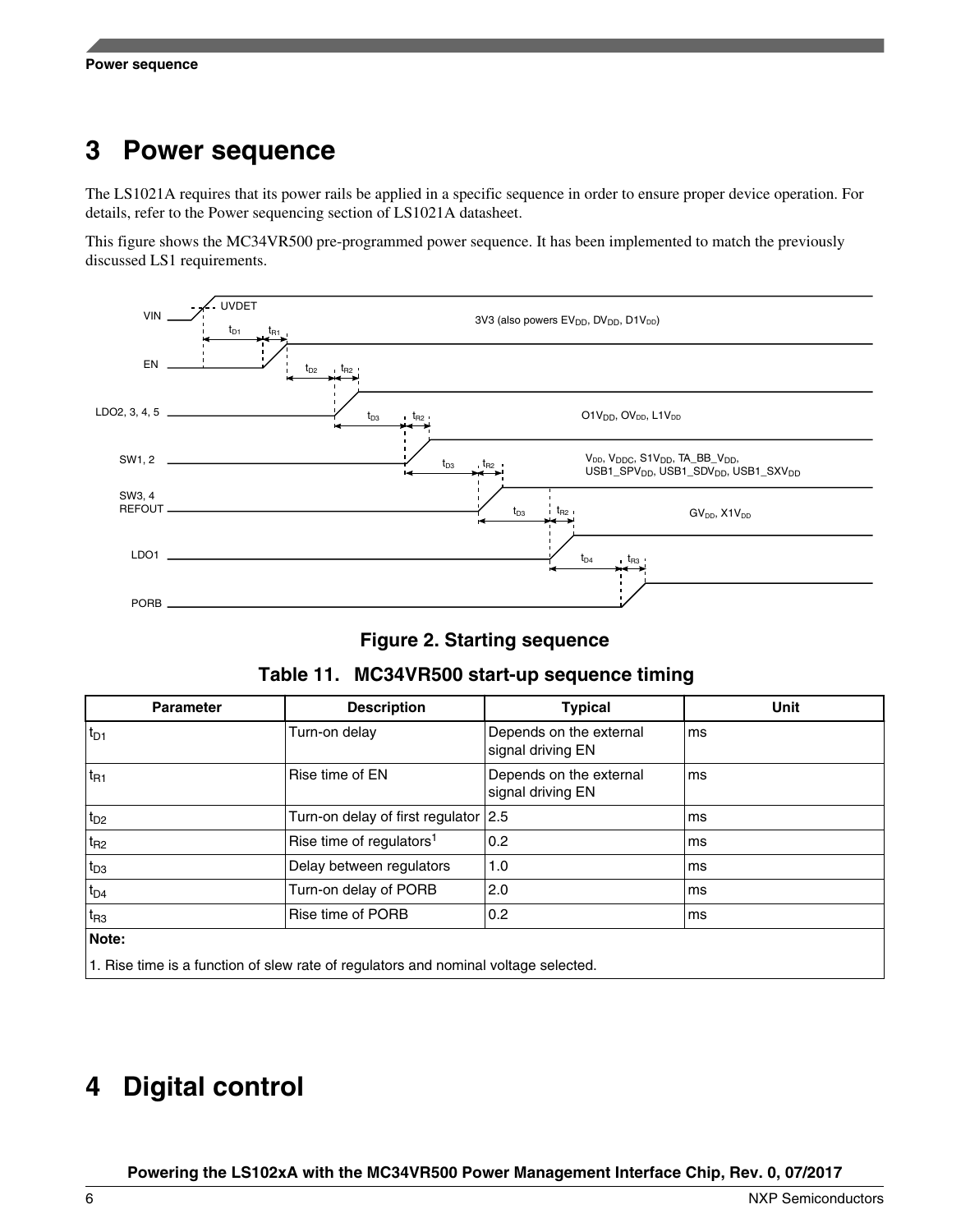# 3 Power sequence

The LS1021A requires that its power rails be applied in a specific sequence in order to ensure proper device operation. For details, refer to the Power sequencing section of LS1021A datasheet.

This figure shows the MC34VR500 pre-programmed power sequence. It has been implemented to match the previously discussed LS1 requirements.

**Figure 2. Starting sequence**

**Table 11. MC34VR500 start-up sequence timing**

| Parameter | Description | Typical | Unit |
|---|---|---|---|
| $t_{D1}$ | Turn-on delay | Depends on the external signal driving EN | ms |
| $t_{R1}$ | Rise time of EN | Depends on the external signal driving EN | ms |
| $t_{D2}$ | Turn-on delay of first regulator | 2.5 | ms |
| $t_{R2}$ | Rise time of regulators[1] | 0.2 | ms |
| $t_{D3}$ | Delay between regulators | 1.0 | ms |
| $t_{D4}$ | Turn-on delay of PORB | 2.0 | ms |
| $t_{R3}$ | Rise time of PORB | 0.2 | ms |

**Note:**

1. Rise time is a function of slew rate of regulators and nominal voltage selected.

# 4 Digital control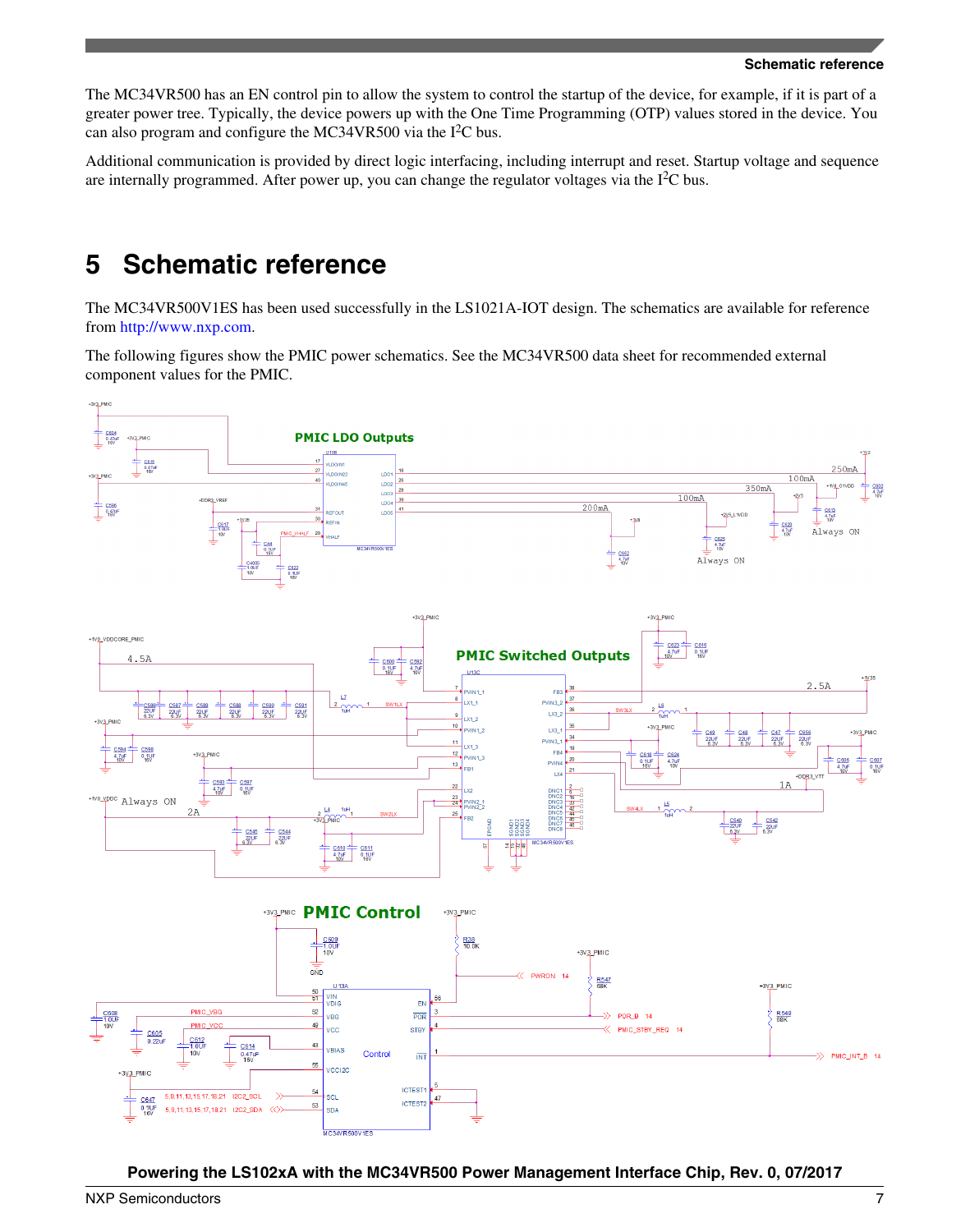The MC34VR500 has an EN control pin to allow the system to control the startup of the device, for example, if it is part of a greater power tree. Typically, the device powers up with the One Time Programming (OTP) values stored in the device. You can also program and configure the MC34VR500 via the I$^2$C bus.

Additional communication is provided by direct logic interfacing, including interrupt and reset. Startup voltage and sequence are internally programmed. After power up, you can change the regulator voltages via the I$^2$C bus.

# 5 Schematic reference

The MC34VR500V1ES has been used successfully in the LS1021A-IOT design. The schematics are available for reference from http://www.nxp.com.

The following figures show the PMIC power schematics. See the MC34VR500 data sheet for recommended external component values for the PMIC.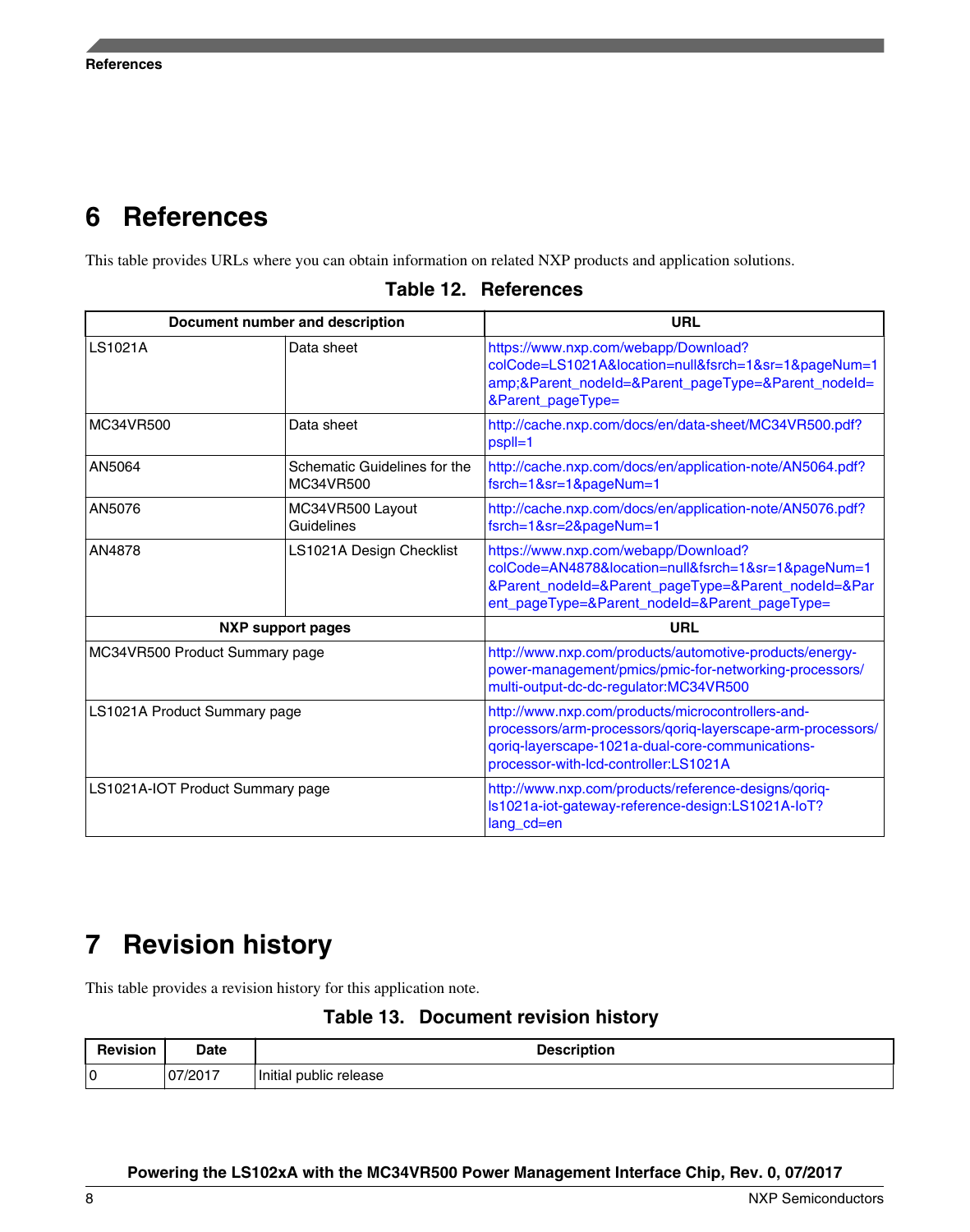## 6 References

This table provides URLs where you can obtain information on related NXP products and application solutions.

**Table 12. References**

| Document number and description | | URL |
|---|---|---|
| LS1021A | Data sheet | https://www.nxp.com/webapp/Download?colCode=LS1021A&location=null&fsrch=1&sr=1&pageNum=1amp;&Parent_nodeId=&Parent_pageType=&Parent_nodeId=&Parent_pageType= |
| MC34VR500 | Data sheet | http://cache.nxp.com/docs/en/data-sheet/MC34VR500.pdf?pspll=1 |
| AN5064 | Schematic Guidelines for the MC34VR500 | http://cache.nxp.com/docs/en/application-note/AN5064.pdf?fsrch=1&sr=1&pageNum=1 |
| AN5076 | MC34VR500 Layout Guidelines | http://cache.nxp.com/docs/en/application-note/AN5076.pdf?fsrch=1&sr=2&pageNum=1 |
| AN4878 | LS1021A Design Checklist | https://www.nxp.com/webapp/Download?colCode=AN4878&location=null&fsrch=1&sr=1&pageNum=1&Parent_nodeId=&Parent_pageType=&Parent_nodeId=&Parent_pageType=&Parent_nodeId=&Parent_pageType= |
| **NXP support pages** | | **URL** |
| MC34VR500 Product Summary page | | http://www.nxp.com/products/automotive-products/energy-power-management/pmics/pmic-for-networking-processors/multi-output-dc-dc-regulator:MC34VR500 |
| LS1021A Product Summary page | | http://www.nxp.com/products/microcontrollers-and-processors/arm-processors/qoriq-layerscape-arm-processors/qoriq-layerscape-1021a-dual-core-communications-processor-with-lcd-controller:LS1021A |
| LS1021A-IOT Product Summary page | | http://www.nxp.com/products/reference-designs/qoriq-ls1021a-iot-gateway-reference-design:LS1021A-IoT?lang_cd=en |

## 7 Revision history

This table provides a revision history for this application note.

**Table 13. Document revision history**

| Revision | Date | Description |
|---|---|---|
| 0 | 07/2017 | Initial public release |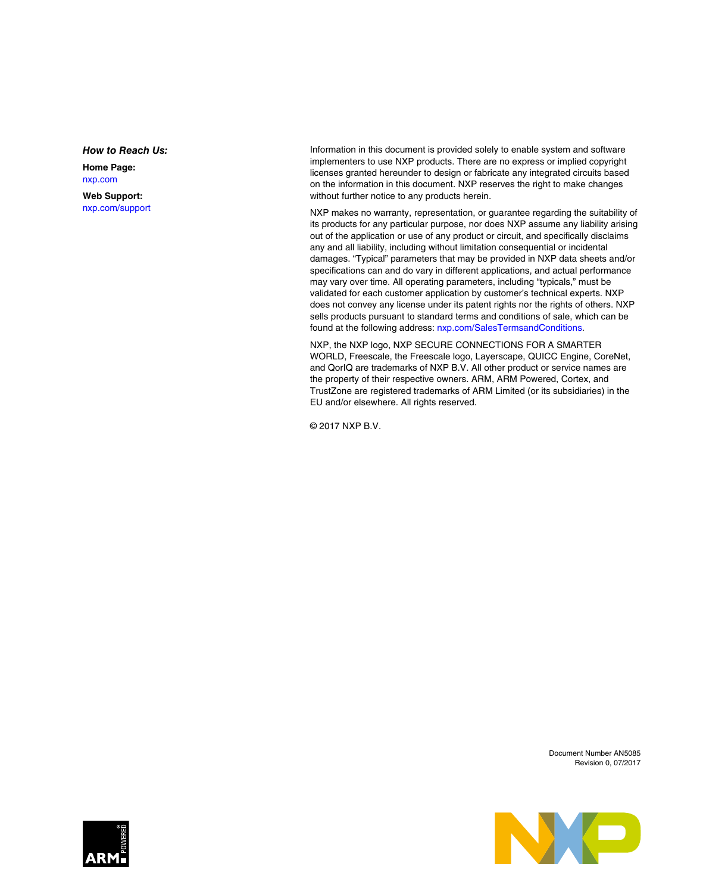***How to Reach Us:***

**Home Page:**
nxp.com

**Web Support:**
nxp.com/support

Information in this document is provided solely to enable system and software implementers to use NXP products. There are no express or implied copyright licenses granted hereunder to design or fabricate any integrated circuits based on the information in this document. NXP reserves the right to make changes without further notice to any products herein.

NXP makes no warranty, representation, or guarantee regarding the suitability of its products for any particular purpose, nor does NXP assume any liability arising out of the application or use of any product or circuit, and specifically disclaims any and all liability, including without limitation consequential or incidental damages. “Typical” parameters that may be provided in NXP data sheets and/or specifications can and do vary in different applications, and actual performance may vary over time. All operating parameters, including “typicals,” must be validated for each customer application by customer's technical experts. NXP does not convey any license under its patent rights nor the rights of others. NXP sells products pursuant to standard terms and conditions of sale, which can be found at the following address: nxp.com/SalesTermsandConditions.

NXP, the NXP logo, NXP SECURE CONNECTIONS FOR A SMARTER WORLD, Freescale, the Freescale logo, Layerscape, QUICC Engine, CoreNet, and QorIQ are trademarks of NXP B.V. All other product or service names are the property of their respective owners. ARM, ARM Powered, Cortex, and TrustZone are registered trademarks of ARM Limited (or its subsidiaries) in the EU and/or elsewhere. All rights reserved.

© 2017 NXP B.V.

Document Number AN5085
Revision 0, 07/2017